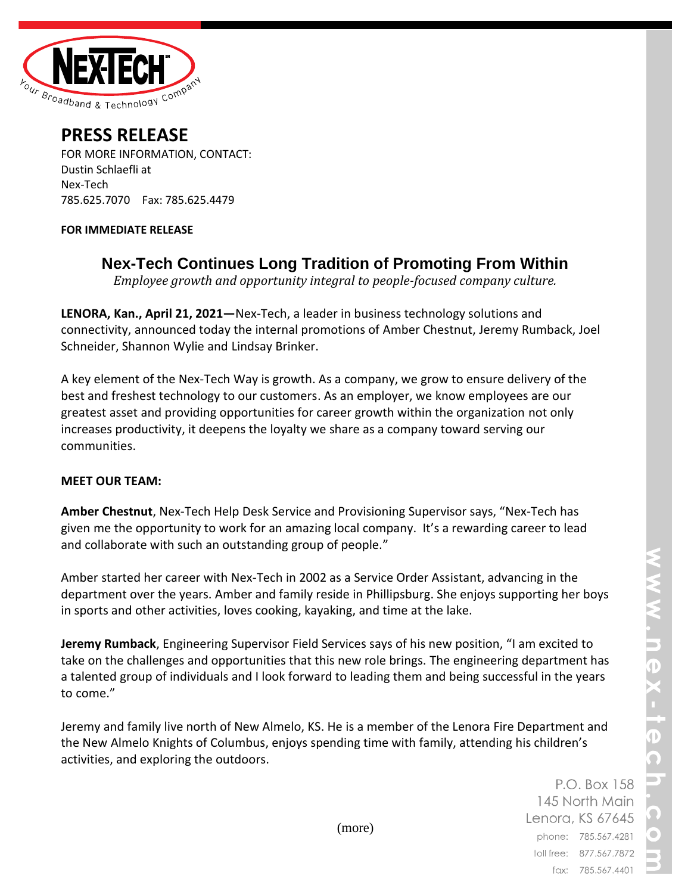# PRESS RELEASE

FOR MORE INFORMATION, CONTACT:
Dustin Schlaefli at
Nex-Tech
785.625.7070    Fax: 785.625.4479

**FOR IMMEDIATE RELEASE**

## Nex-Tech Continues Long Tradition of Promoting From Within

*Employee growth and opportunity integral to people-focused company culture.*

**LENORA, Kan., April 21, 2021—**Nex-Tech, a leader in business technology solutions and connectivity, announced today the internal promotions of Amber Chestnut, Jeremy Rumback, Joel Schneider, Shannon Wylie and Lindsay Brinker.

A key element of the Nex-Tech Way is growth. As a company, we grow to ensure delivery of the best and freshest technology to our customers. As an employer, we know employees are our greatest asset and providing opportunities for career growth within the organization not only increases productivity, it deepens the loyalty we share as a company toward serving our communities.

**MEET OUR TEAM:**

**Amber Chestnut**, Nex-Tech Help Desk Service and Provisioning Supervisor says, "Nex-Tech has given me the opportunity to work for an amazing local company. It's a rewarding career to lead and collaborate with such an outstanding group of people."

Amber started her career with Nex-Tech in 2002 as a Service Order Assistant, advancing in the department over the years. Amber and family reside in Phillipsburg. She enjoys supporting her boys in sports and other activities, loves cooking, kayaking, and time at the lake.

**Jeremy Rumback**, Engineering Supervisor Field Services says of his new position, "I am excited to take on the challenges and opportunities that this new role brings. The engineering department has a talented group of individuals and I look forward to leading them and being successful in the years to come."

Jeremy and family live north of New Almelo, KS. He is a member of the Lenora Fire Department and the New Almelo Knights of Columbus, enjoys spending time with family, attending his children's activities, and exploring the outdoors.

(more)

P.O. Box 158
145 North Main
Lenora, KS 67645
phone: 785.567.4281
toll free: 877.567.7872
fax: 785.567.4401

www.nex-tech.com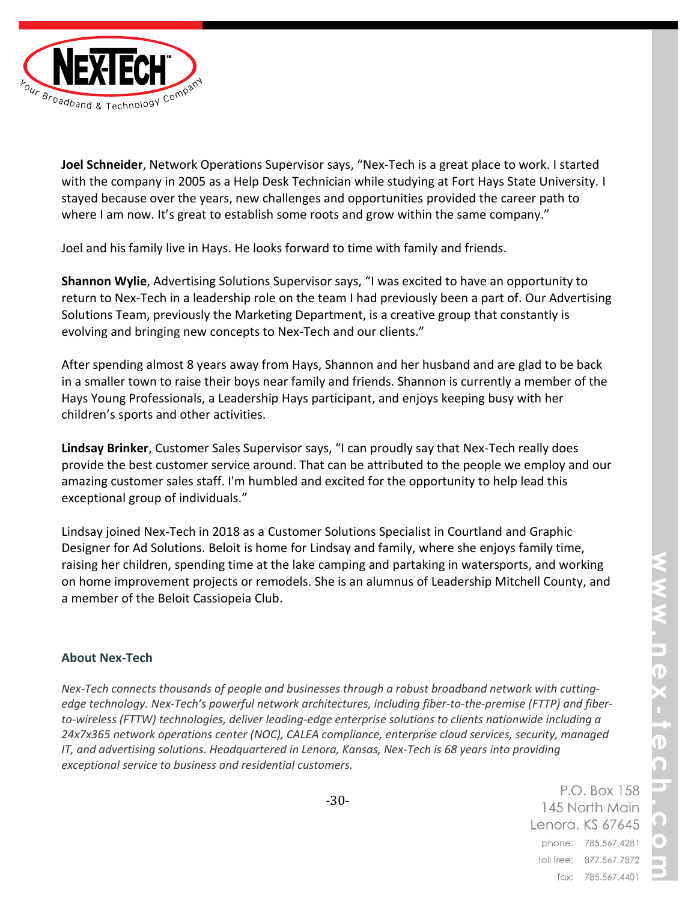**Joel Schneider**, Network Operations Supervisor says, "Nex-Tech is a great place to work. I started with the company in 2005 as a Help Desk Technician while studying at Fort Hays State University. I stayed because over the years, new challenges and opportunities provided the career path to where I am now. It's great to establish some roots and grow within the same company."

Joel and his family live in Hays. He looks forward to time with family and friends.

**Shannon Wylie**, Advertising Solutions Supervisor says, "I was excited to have an opportunity to return to Nex-Tech in a leadership role on the team I had previously been a part of. Our Advertising Solutions Team, previously the Marketing Department, is a creative group that constantly is evolving and bringing new concepts to Nex-Tech and our clients."

After spending almost 8 years away from Hays, Shannon and her husband and are glad to be back in a smaller town to raise their boys near family and friends. Shannon is currently a member of the Hays Young Professionals, a Leadership Hays participant, and enjoys keeping busy with her children's sports and other activities.

**Lindsay Brinker**, Customer Sales Supervisor says, "I can proudly say that Nex-Tech really does provide the best customer service around. That can be attributed to the people we employ and our amazing customer sales staff. I'm humbled and excited for the opportunity to help lead this exceptional group of individuals."

Lindsay joined Nex-Tech in 2018 as a Customer Solutions Specialist in Courtland and Graphic Designer for Ad Solutions. Beloit is home for Lindsay and family, where she enjoys family time, raising her children, spending time at the lake camping and partaking in watersports, and working on home improvement projects or remodels. She is an alumnus of Leadership Mitchell County, and a member of the Beloit Cassiopeia Club.

### About Nex-Tech

*Nex-Tech connects thousands of people and businesses through a robust broadband network with cutting-edge technology. Nex-Tech's powerful network architectures, including fiber-to-the-premise (FTTP) and fiber-to-wireless (FTTW) technologies, deliver leading-edge enterprise solutions to clients nationwide including a 24x7x365 network operations center (NOC), CALEA compliance, enterprise cloud services, security, managed IT, and advertising solutions. Headquartered in Lenora, Kansas, Nex-Tech is 68 years into providing exceptional service to business and residential customers.*

P.O. Box 158
145 North Main
Lenora, KS 67645
phone: 785.567.4281
toll free: 877.567.7872
fax: 785.567.4401